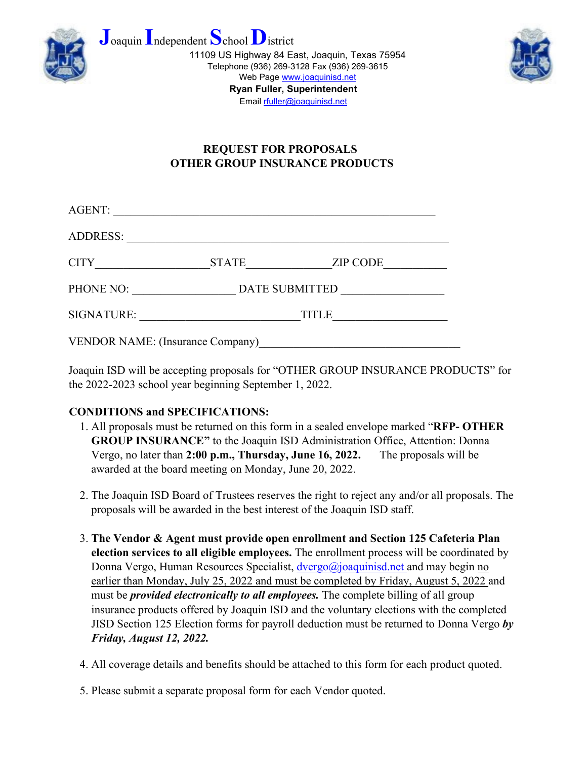# Joaquin Independent School District

11109 US Highway 84 East, Joaquin, Texas 75954
Telephone (936) 269-3128 Fax (936) 269-3615
Web Page www.joaquinisd.net
**Ryan Fuller, Superintendent**
Email rfuller@joaquinisd.net

## REQUEST FOR PROPOSALS
## OTHER GROUP INSURANCE PRODUCTS

AGENT: ____________________________________________________________

ADDRESS: ____________________________________________________________

CITY____________________STATE______________ZIP CODE___________

PHONE NO: _________________ DATE SUBMITTED _________________

SIGNATURE: ___________________________TITLE___________________

VENDOR NAME: (Insurance Company)__________________________________

Joaquin ISD will be accepting proposals for "OTHER GROUP INSURANCE PRODUCTS" for the 2022-2023 school year beginning September 1, 2022.

**CONDITIONS and SPECIFICATIONS:**

1. All proposals must be returned on this form in a sealed envelope marked "**RFP- OTHER GROUP INSURANCE"** to the Joaquin ISD Administration Office, Attention: Donna Vergo, no later than **2:00 p.m., Thursday, June 16, 2022.** The proposals will be awarded at the board meeting on Monday, June 20, 2022.

2. The Joaquin ISD Board of Trustees reserves the right to reject any and/or all proposals. The proposals will be awarded in the best interest of the Joaquin ISD staff.

3. **The Vendor & Agent must provide open enrollment and Section 125 Cafeteria Plan election services to all eligible employees.** The enrollment process will be coordinated by Donna Vergo, Human Resources Specialist, dvergo@joaquinisd.net and may begin no earlier than Monday, July 25, 2022 and must be completed by Friday, August 5, 2022 and must be ***provided electronically to all employees.*** The complete billing of all group insurance products offered by Joaquin ISD and the voluntary elections with the completed JISD Section 125 Election forms for payroll deduction must be returned to Donna Vergo ***by Friday, August 12, 2022.***

4. All coverage details and benefits should be attached to this form for each product quoted.

5. Please submit a separate proposal form for each Vendor quoted.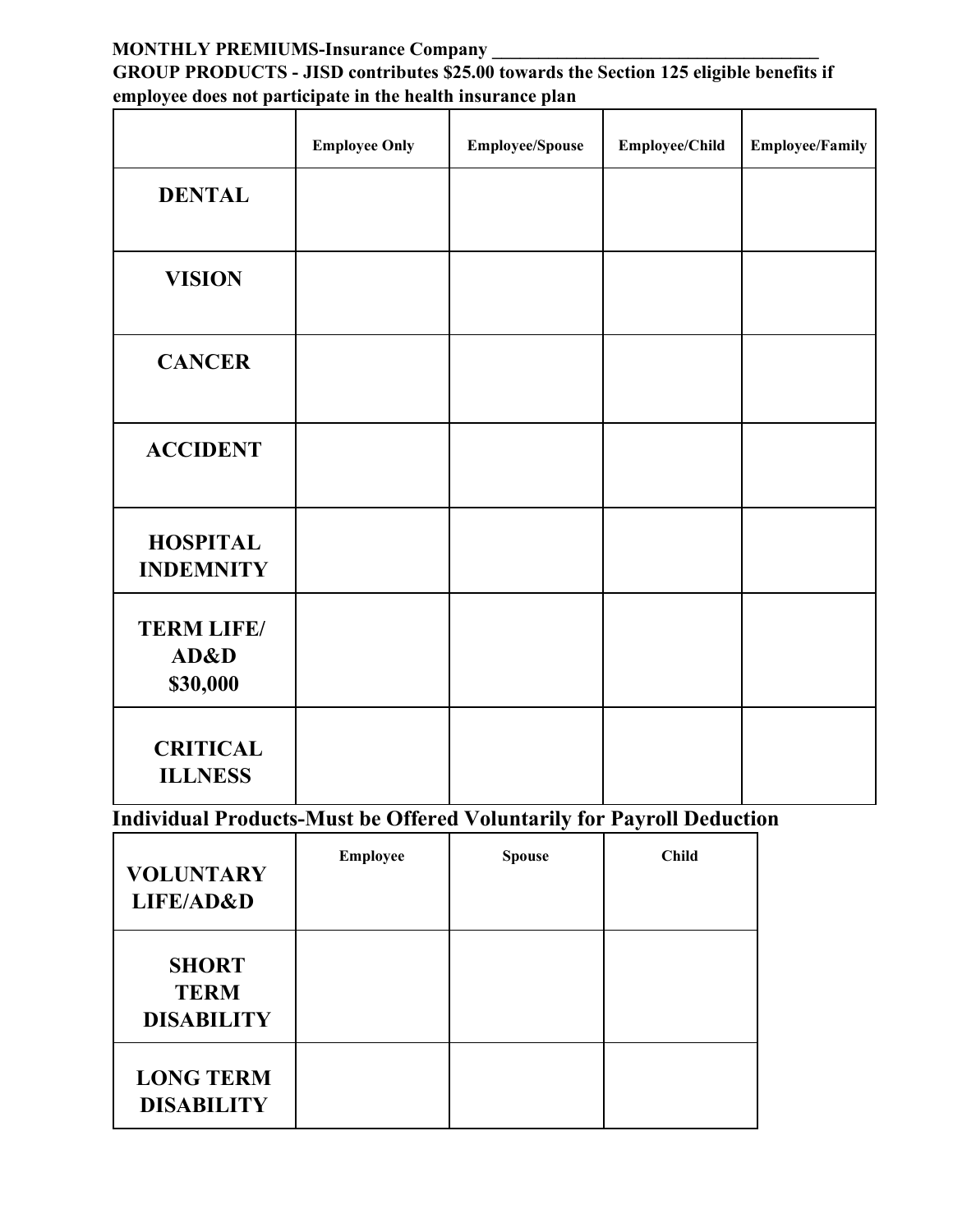**MONTHLY PREMIUMS-Insurance Company \_\_\_\_\_\_\_\_\_\_\_\_\_\_\_\_\_\_\_\_\_\_\_\_\_\_\_\_\_\_\_\_\_\_\_\_**

**GROUP PRODUCTS - JISD contributes $25.00 towards the Section 125 eligible benefits if employee does not participate in the health insurance plan**

| | Employee Only | Employee/Spouse | Employee/Child | Employee/Family |
|---|---|---|---|---|
| **DENTAL** | | | | |
| **VISION** | | | | |
| **CANCER** | | | | |
| **ACCIDENT** | | | | |
| **HOSPITAL INDEMNITY** | | | | |
| **TERM LIFE/ AD&D $30,000** | | | | |
| **CRITICAL ILLNESS** | | | | |

## Individual Products-Must be Offered Voluntarily for Payroll Deduction

| | Employee | Spouse | Child |
|---|---|---|---|
| **VOLUNTARY LIFE/AD&D** | | | |
| **SHORT TERM DISABILITY** | | | |
| **LONG TERM DISABILITY** | | | |